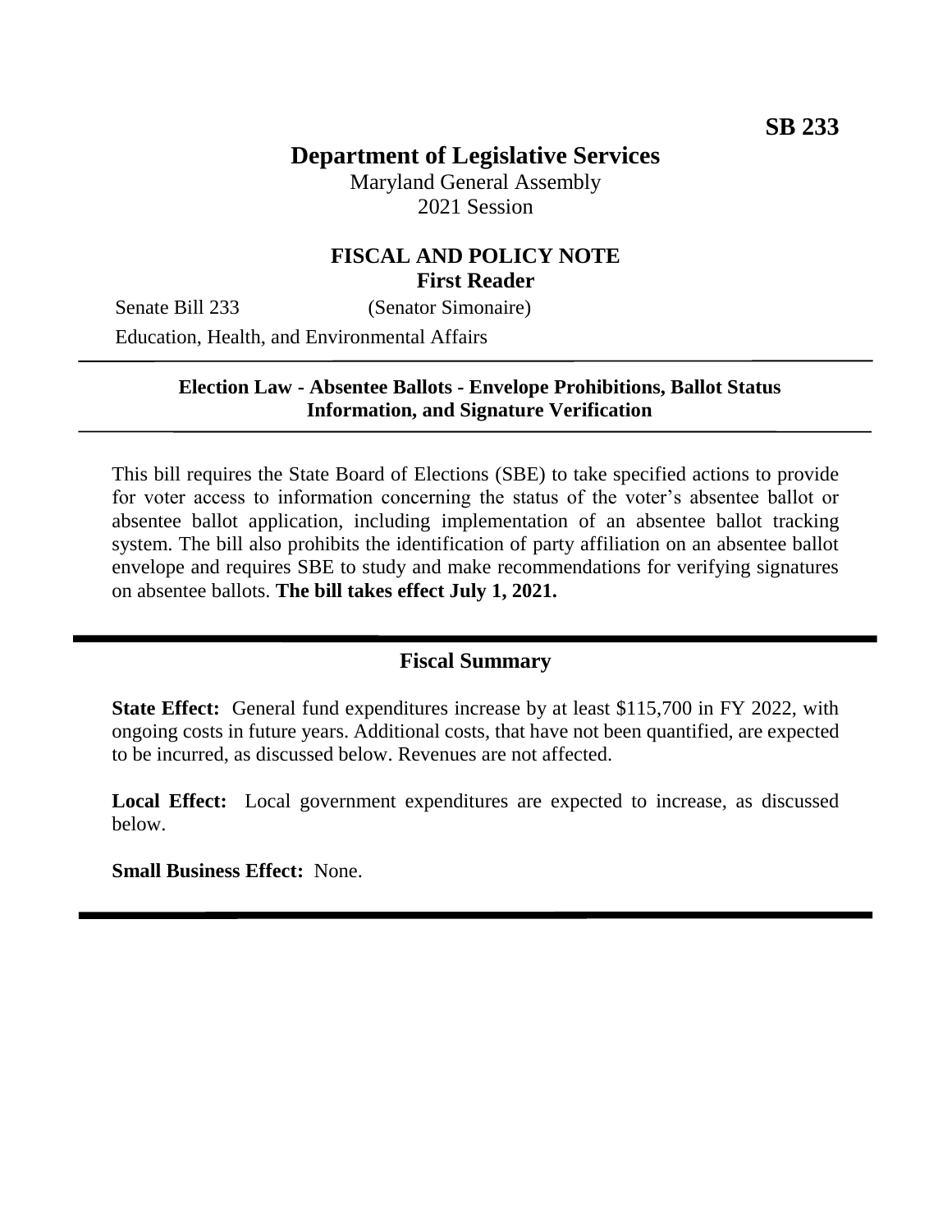**SB 233**

# Department of Legislative Services

Maryland General Assembly
2021 Session

## FISCAL AND POLICY NOTE
**First Reader**

Senate Bill 233 (Senator Simonaire)
Education, Health, and Environmental Affairs

---

**Election Law - Absentee Ballots - Envelope Prohibitions, Ballot Status Information, and Signature Verification**

---

This bill requires the State Board of Elections (SBE) to take specified actions to provide for voter access to information concerning the status of the voter's absentee ballot or absentee ballot application, including implementation of an absentee ballot tracking system. The bill also prohibits the identification of party affiliation on an absentee ballot envelope and requires SBE to study and make recommendations for verifying signatures on absentee ballots. **The bill takes effect July 1, 2021.**

---

## Fiscal Summary

**State Effect:** General fund expenditures increase by at least $115,700 in FY 2022, with ongoing costs in future years. Additional costs, that have not been quantified, are expected to be incurred, as discussed below. Revenues are not affected.

**Local Effect:** Local government expenditures are expected to increase, as discussed below.

**Small Business Effect:** None.

---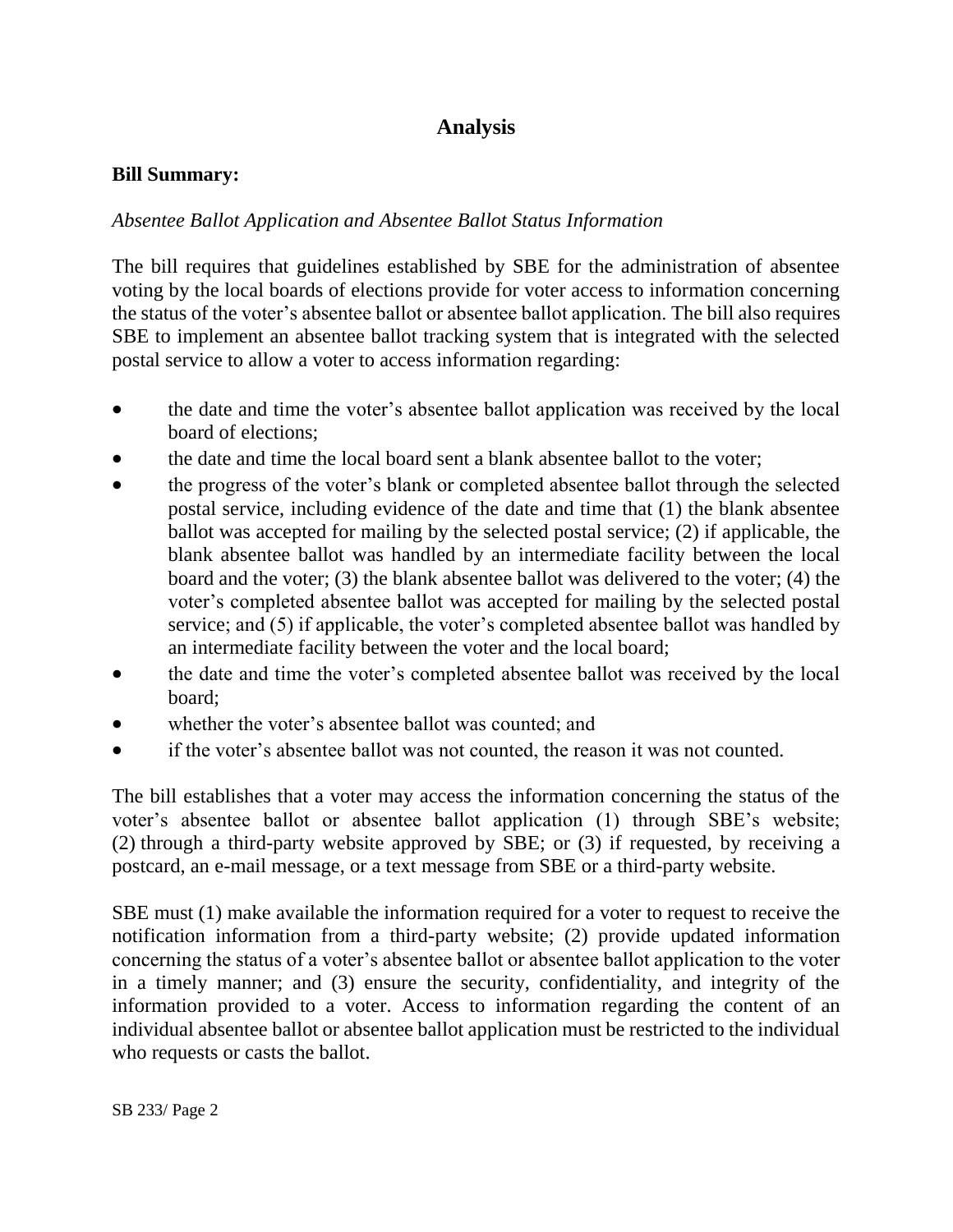# Analysis

**Bill Summary:**

*Absentee Ballot Application and Absentee Ballot Status Information*

The bill requires that guidelines established by SBE for the administration of absentee voting by the local boards of elections provide for voter access to information concerning the status of the voter's absentee ballot or absentee ballot application. The bill also requires SBE to implement an absentee ballot tracking system that is integrated with the selected postal service to allow a voter to access information regarding:

- the date and time the voter's absentee ballot application was received by the local board of elections;
- the date and time the local board sent a blank absentee ballot to the voter;
- the progress of the voter's blank or completed absentee ballot through the selected postal service, including evidence of the date and time that (1) the blank absentee ballot was accepted for mailing by the selected postal service; (2) if applicable, the blank absentee ballot was handled by an intermediate facility between the local board and the voter; (3) the blank absentee ballot was delivered to the voter; (4) the voter's completed absentee ballot was accepted for mailing by the selected postal service; and (5) if applicable, the voter's completed absentee ballot was handled by an intermediate facility between the voter and the local board;
- the date and time the voter's completed absentee ballot was received by the local board;
- whether the voter's absentee ballot was counted; and
- if the voter's absentee ballot was not counted, the reason it was not counted.

The bill establishes that a voter may access the information concerning the status of the voter's absentee ballot or absentee ballot application (1) through SBE's website; (2) through a third-party website approved by SBE; or (3) if requested, by receiving a postcard, an e-mail message, or a text message from SBE or a third-party website.

SBE must (1) make available the information required for a voter to request to receive the notification information from a third-party website; (2) provide updated information concerning the status of a voter's absentee ballot or absentee ballot application to the voter in a timely manner; and (3) ensure the security, confidentiality, and integrity of the information provided to a voter. Access to information regarding the content of an individual absentee ballot or absentee ballot application must be restricted to the individual who requests or casts the ballot.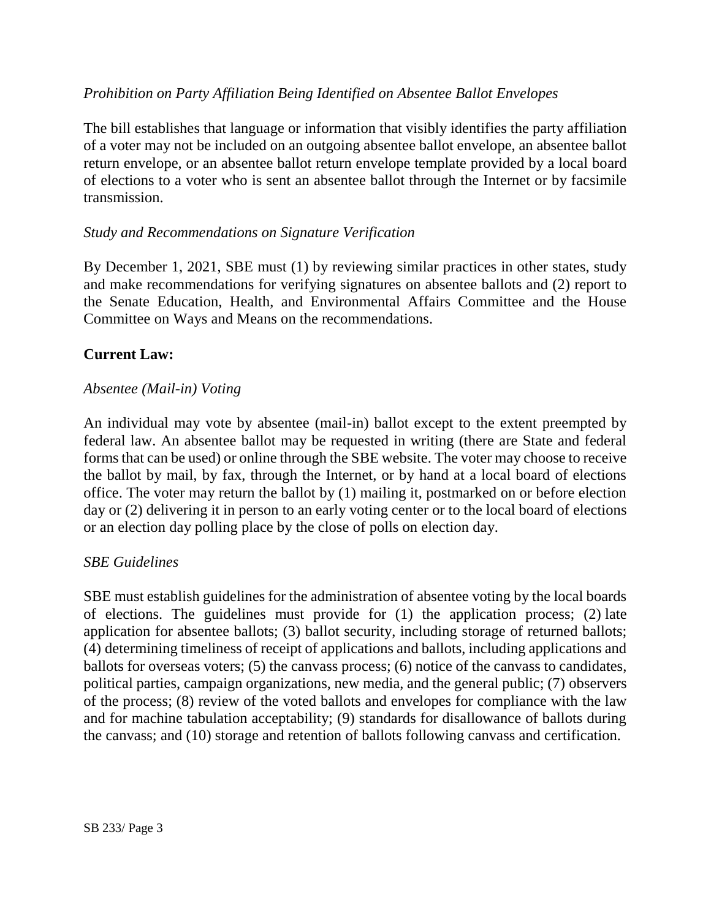*Prohibition on Party Affiliation Being Identified on Absentee Ballot Envelopes*

The bill establishes that language or information that visibly identifies the party affiliation of a voter may not be included on an outgoing absentee ballot envelope, an absentee ballot return envelope, or an absentee ballot return envelope template provided by a local board of elections to a voter who is sent an absentee ballot through the Internet or by facsimile transmission.

*Study and Recommendations on Signature Verification*

By December 1, 2021, SBE must (1) by reviewing similar practices in other states, study and make recommendations for verifying signatures on absentee ballots and (2) report to the Senate Education, Health, and Environmental Affairs Committee and the House Committee on Ways and Means on the recommendations.

**Current Law:**

*Absentee (Mail-in) Voting*

An individual may vote by absentee (mail-in) ballot except to the extent preempted by federal law. An absentee ballot may be requested in writing (there are State and federal forms that can be used) or online through the SBE website. The voter may choose to receive the ballot by mail, by fax, through the Internet, or by hand at a local board of elections office. The voter may return the ballot by (1) mailing it, postmarked on or before election day or (2) delivering it in person to an early voting center or to the local board of elections or an election day polling place by the close of polls on election day.

*SBE Guidelines*

SBE must establish guidelines for the administration of absentee voting by the local boards of elections. The guidelines must provide for (1) the application process; (2) late application for absentee ballots; (3) ballot security, including storage of returned ballots; (4) determining timeliness of receipt of applications and ballots, including applications and ballots for overseas voters; (5) the canvass process; (6) notice of the canvass to candidates, political parties, campaign organizations, new media, and the general public; (7) observers of the process; (8) review of the voted ballots and envelopes for compliance with the law and for machine tabulation acceptability; (9) standards for disallowance of ballots during the canvass; and (10) storage and retention of ballots following canvass and certification.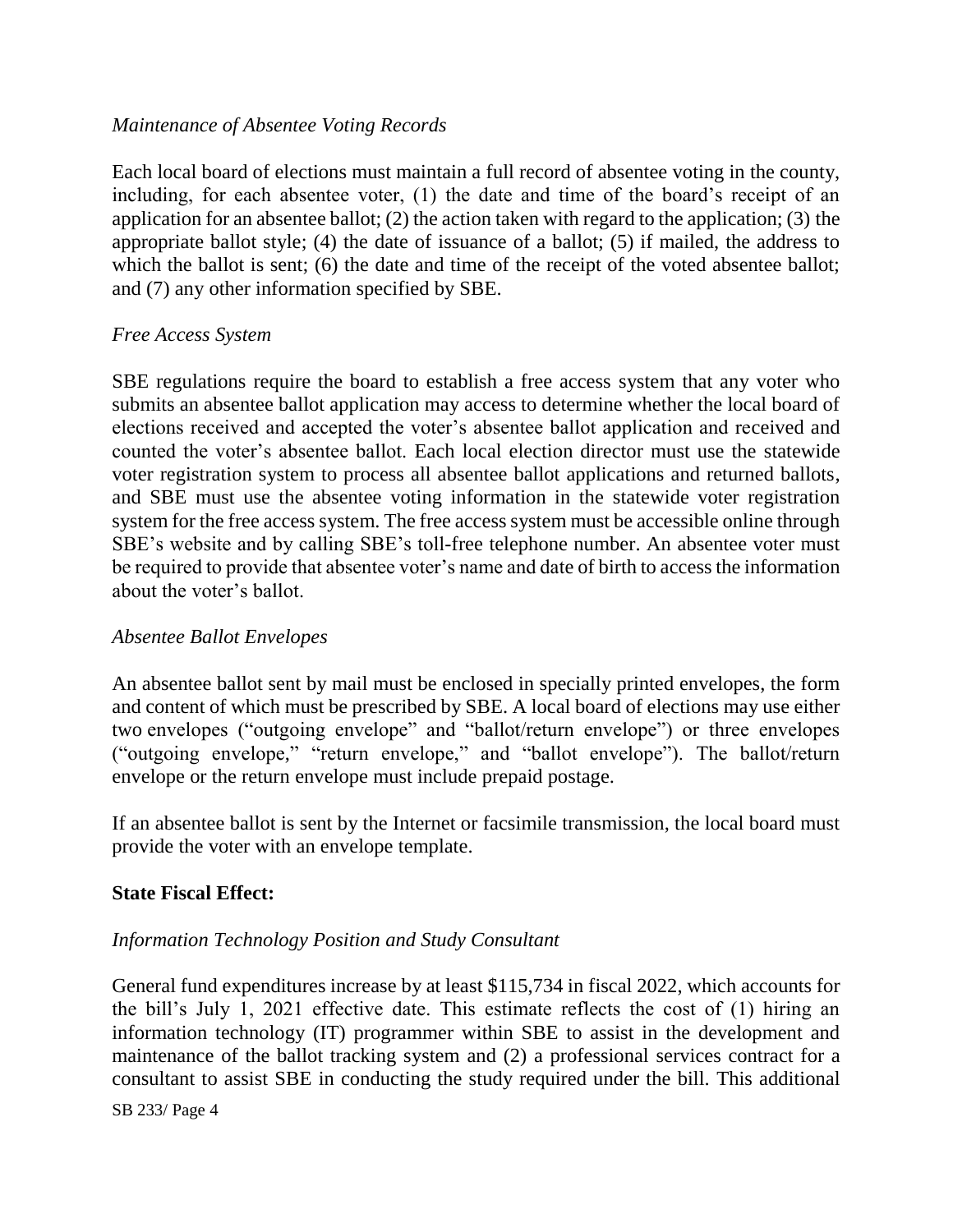*Maintenance of Absentee Voting Records*

Each local board of elections must maintain a full record of absentee voting in the county, including, for each absentee voter, (1) the date and time of the board's receipt of an application for an absentee ballot; (2) the action taken with regard to the application; (3) the appropriate ballot style; (4) the date of issuance of a ballot; (5) if mailed, the address to which the ballot is sent; (6) the date and time of the receipt of the voted absentee ballot; and (7) any other information specified by SBE.

*Free Access System*

SBE regulations require the board to establish a free access system that any voter who submits an absentee ballot application may access to determine whether the local board of elections received and accepted the voter's absentee ballot application and received and counted the voter's absentee ballot. Each local election director must use the statewide voter registration system to process all absentee ballot applications and returned ballots, and SBE must use the absentee voting information in the statewide voter registration system for the free access system. The free access system must be accessible online through SBE's website and by calling SBE's toll-free telephone number. An absentee voter must be required to provide that absentee voter's name and date of birth to access the information about the voter's ballot.

*Absentee Ballot Envelopes*

An absentee ballot sent by mail must be enclosed in specially printed envelopes, the form and content of which must be prescribed by SBE. A local board of elections may use either two envelopes ("outgoing envelope" and "ballot/return envelope") or three envelopes ("outgoing envelope," "return envelope," and "ballot envelope"). The ballot/return envelope or the return envelope must include prepaid postage.

If an absentee ballot is sent by the Internet or facsimile transmission, the local board must provide the voter with an envelope template.

**State Fiscal Effect:**

*Information Technology Position and Study Consultant*

General fund expenditures increase by at least $115,734 in fiscal 2022, which accounts for the bill's July 1, 2021 effective date. This estimate reflects the cost of (1) hiring an information technology (IT) programmer within SBE to assist in the development and maintenance of the ballot tracking system and (2) a professional services contract for a consultant to assist SBE in conducting the study required under the bill. This additional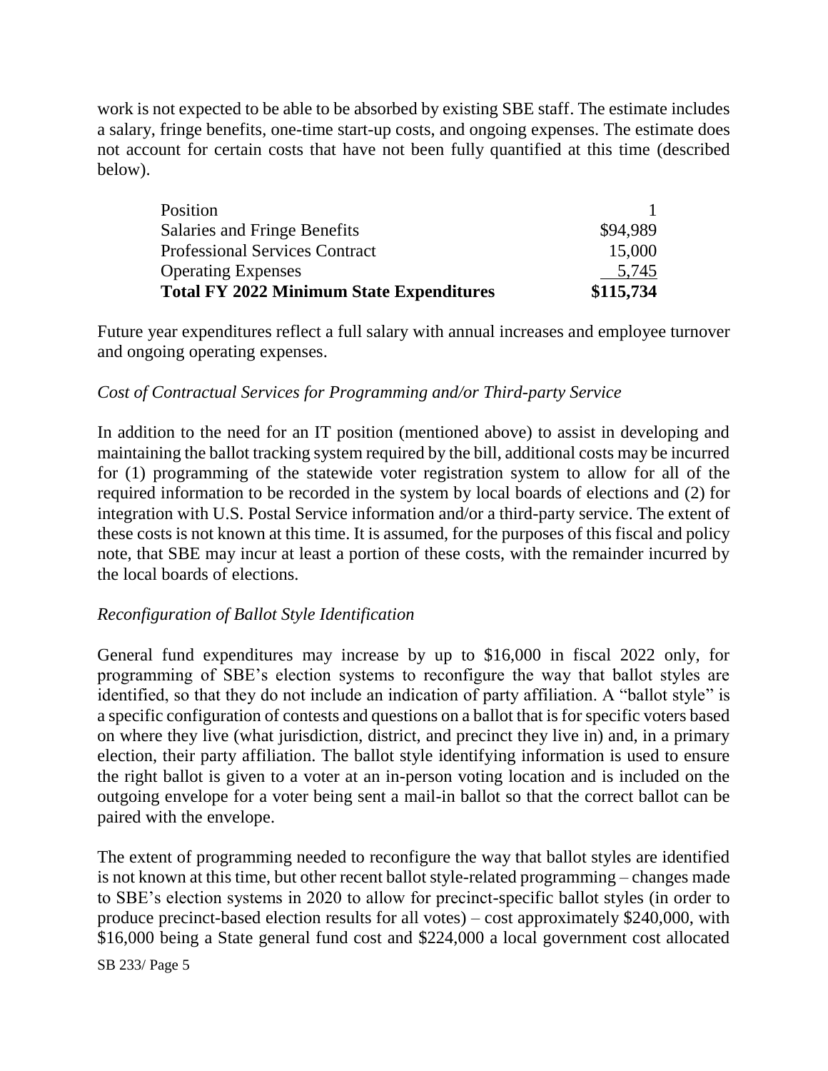work is not expected to be able to be absorbed by existing SBE staff. The estimate includes a salary, fringe benefits, one-time start-up costs, and ongoing expenses. The estimate does not account for certain costs that have not been fully quantified at this time (described below).

| | |
|---|---:|
| Position | 1 |
| Salaries and Fringe Benefits | $94,989 |
| Professional Services Contract | 15,000 |
| Operating Expenses | 5,745 |
| **Total FY 2022 Minimum State Expenditures** | **$115,734** |

Future year expenditures reflect a full salary with annual increases and employee turnover and ongoing operating expenses.

*Cost of Contractual Services for Programming and/or Third-party Service*

In addition to the need for an IT position (mentioned above) to assist in developing and maintaining the ballot tracking system required by the bill, additional costs may be incurred for (1) programming of the statewide voter registration system to allow for all of the required information to be recorded in the system by local boards of elections and (2) for integration with U.S. Postal Service information and/or a third-party service. The extent of these costs is not known at this time. It is assumed, for the purposes of this fiscal and policy note, that SBE may incur at least a portion of these costs, with the remainder incurred by the local boards of elections.

*Reconfiguration of Ballot Style Identification*

General fund expenditures may increase by up to $16,000 in fiscal 2022 only, for programming of SBE's election systems to reconfigure the way that ballot styles are identified, so that they do not include an indication of party affiliation. A "ballot style" is a specific configuration of contests and questions on a ballot that is for specific voters based on where they live (what jurisdiction, district, and precinct they live in) and, in a primary election, their party affiliation. The ballot style identifying information is used to ensure the right ballot is given to a voter at an in-person voting location and is included on the outgoing envelope for a voter being sent a mail-in ballot so that the correct ballot can be paired with the envelope.

The extent of programming needed to reconfigure the way that ballot styles are identified is not known at this time, but other recent ballot style-related programming – changes made to SBE's election systems in 2020 to allow for precinct-specific ballot styles (in order to produce precinct-based election results for all votes) – cost approximately $240,000, with $16,000 being a State general fund cost and $224,000 a local government cost allocated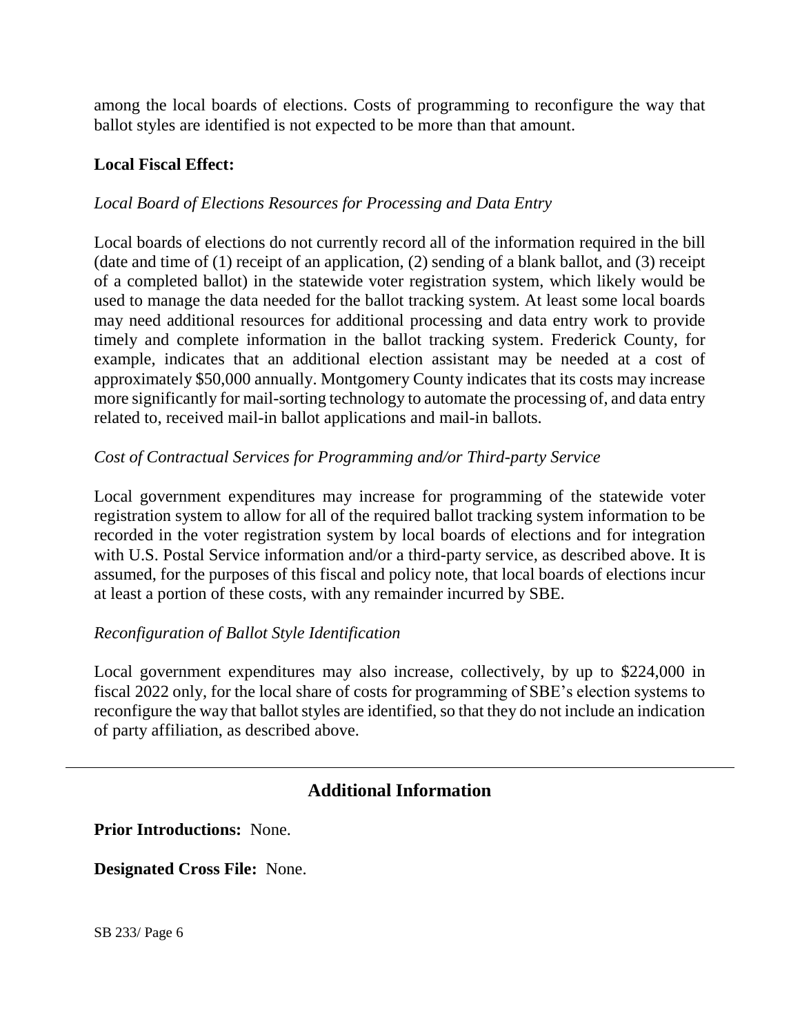among the local boards of elections. Costs of programming to reconfigure the way that ballot styles are identified is not expected to be more than that amount.

**Local Fiscal Effect:**

*Local Board of Elections Resources for Processing and Data Entry*

Local boards of elections do not currently record all of the information required in the bill (date and time of (1) receipt of an application, (2) sending of a blank ballot, and (3) receipt of a completed ballot) in the statewide voter registration system, which likely would be used to manage the data needed for the ballot tracking system. At least some local boards may need additional resources for additional processing and data entry work to provide timely and complete information in the ballot tracking system. Frederick County, for example, indicates that an additional election assistant may be needed at a cost of approximately $50,000 annually. Montgomery County indicates that its costs may increase more significantly for mail-sorting technology to automate the processing of, and data entry related to, received mail-in ballot applications and mail-in ballots.

*Cost of Contractual Services for Programming and/or Third-party Service*

Local government expenditures may increase for programming of the statewide voter registration system to allow for all of the required ballot tracking system information to be recorded in the voter registration system by local boards of elections and for integration with U.S. Postal Service information and/or a third-party service, as described above. It is assumed, for the purposes of this fiscal and policy note, that local boards of elections incur at least a portion of these costs, with any remainder incurred by SBE.

*Reconfiguration of Ballot Style Identification*

Local government expenditures may also increase, collectively, by up to $224,000 in fiscal 2022 only, for the local share of costs for programming of SBE's election systems to reconfigure the way that ballot styles are identified, so that they do not include an indication of party affiliation, as described above.

---

## Additional Information

**Prior Introductions:** None.

**Designated Cross File:** None.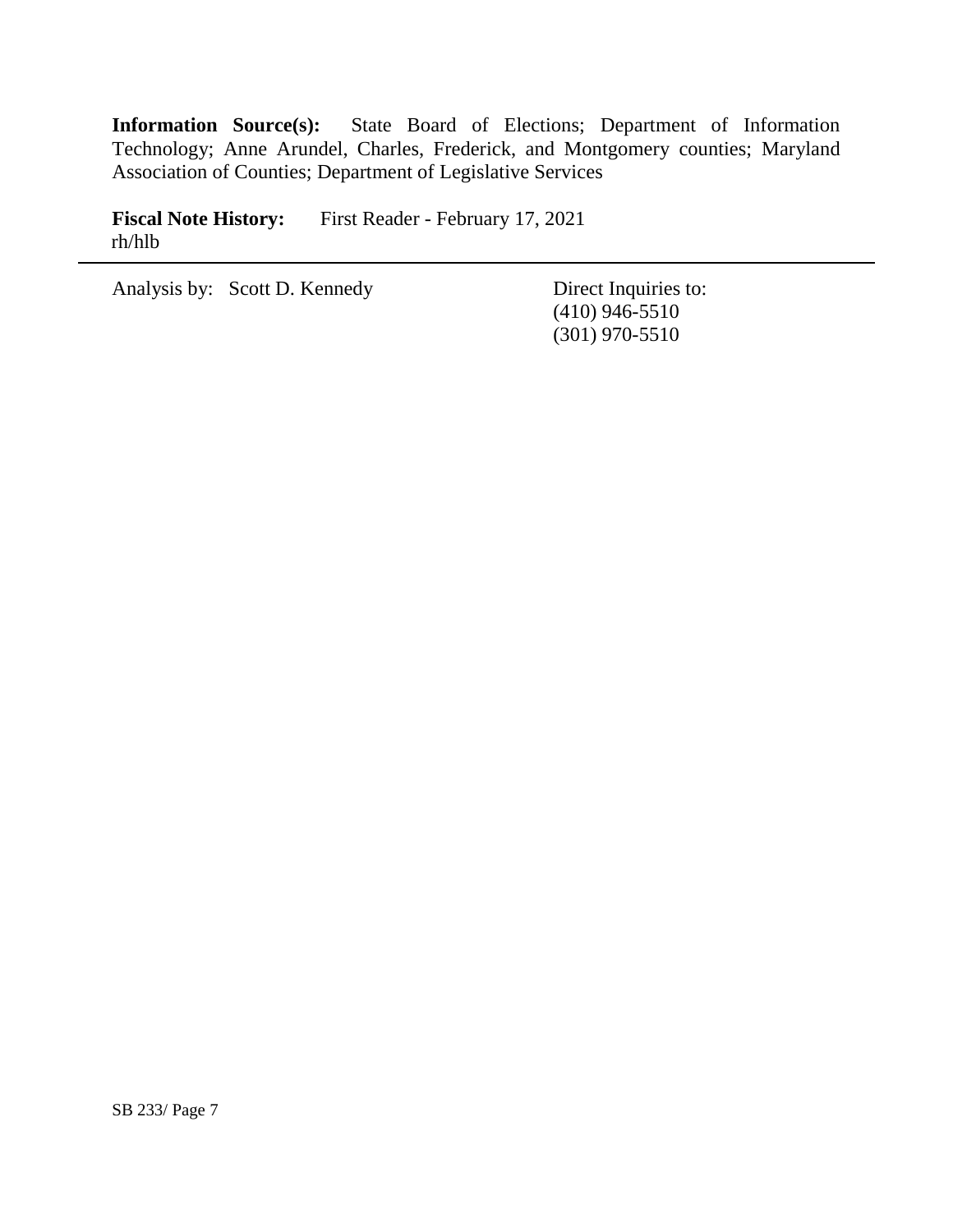**Information Source(s):** State Board of Elections; Department of Information Technology; Anne Arundel, Charles, Frederick, and Montgomery counties; Maryland Association of Counties; Department of Legislative Services

**Fiscal Note History:** First Reader - February 17, 2021
rh/hlb

---

Analysis by: Scott D. Kennedy

Direct Inquiries to:
(410) 946-5510
(301) 970-5510